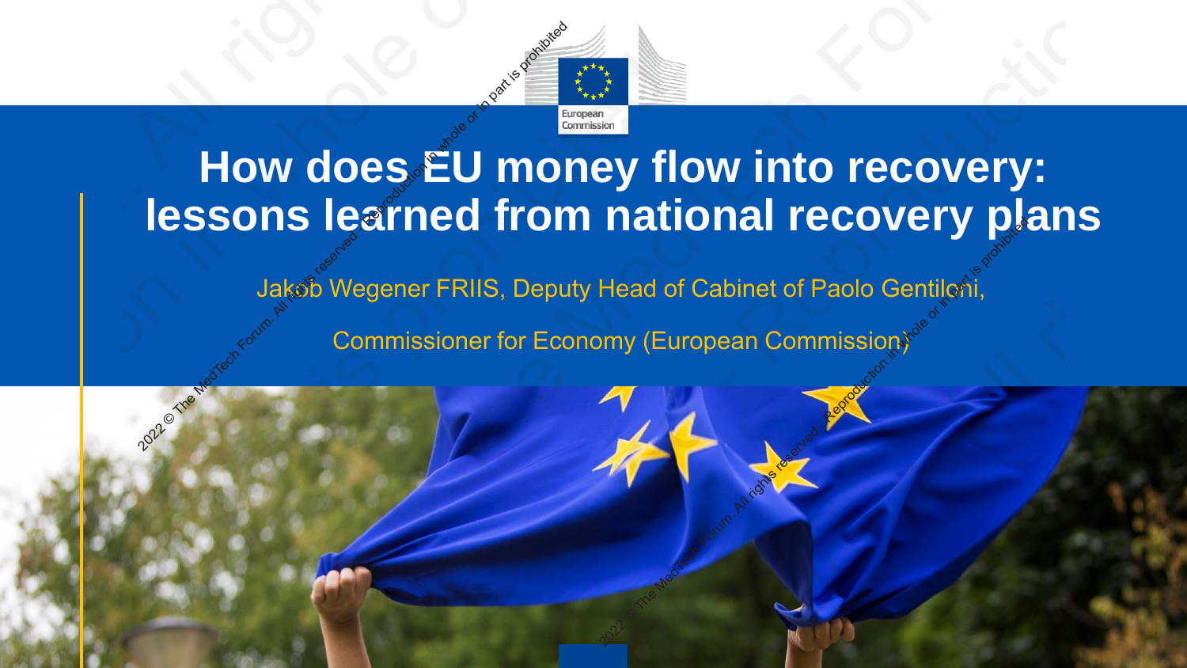# How does EU money flow into recovery: lessons learned from national recovery plans

Jakob Wegener FRIIS, Deputy Head of Cabinet of Paolo Gentiloni,

Commissioner for Economy (European Commission)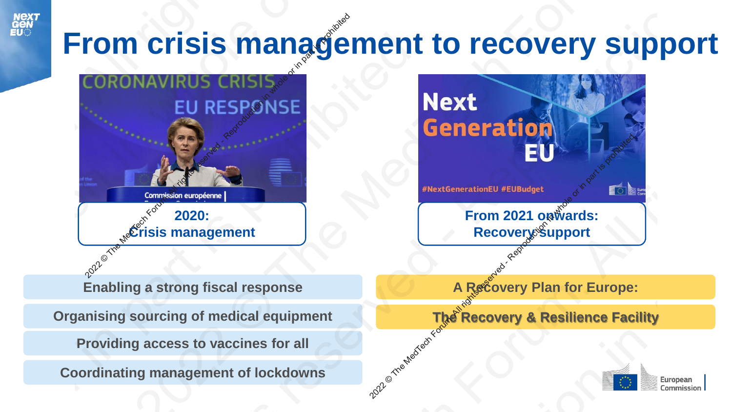# From crisis management to recovery support

**2020:**
**Crisis management**

- Enabling a strong fiscal response
- Organising sourcing of medical equipment
- Providing access to vaccines for all
- Coordinating management of lockdowns

**From 2021 onwards:**
**Recovery support**

- A Recovery Plan for Europe:
- The Recovery & Resilience Facility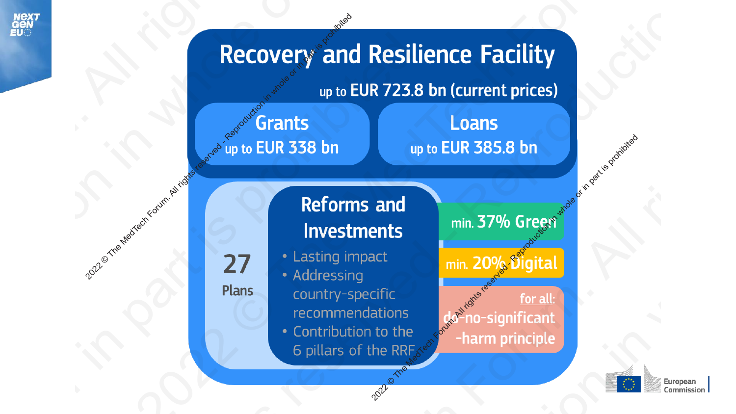# Recovery and Resilience Facility

up to EUR 723.8 bn (current prices)

## Grants

up to EUR 338 bn

## Loans

up to EUR 385.8 bn

**27** Plans

## Reforms and Investments

- Lasting impact
- Addressing country-specific recommendations
- Contribution to the 6 pillars of the RRF

min. 37% Green

min. 20% Digital

for all: do-no-significant-harm principle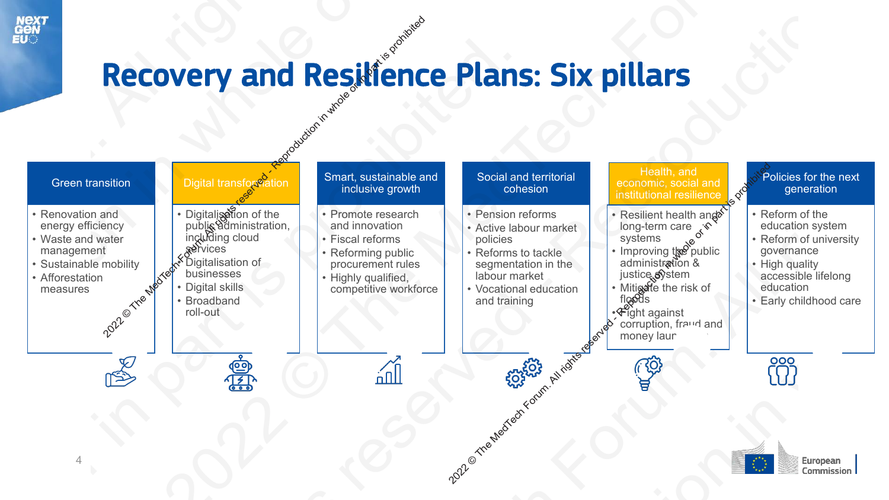# Recovery and Resilience Plans: Six pillars

## Green transition

- Renovation and energy efficiency
- Waste and water management
- Sustainable mobility
- Afforestation measures

## Digital transformation

- Digitalisation of the public administration, including cloud services
- Digitalisation of businesses
- Digital skills
- Broadband roll-out

## Smart, sustainable and inclusive growth

- Promote research and innovation
- Fiscal reforms
- Reforming public procurement rules
- Highly qualified, competitive workforce

## Social and territorial cohesion

- Pension reforms
- Active labour market policies
- Reforms to tackle segmentation in the labour market
- Vocational education and training

## Health, and economic, social and institutional resilience

- Resilient health and long-term care systems
- Improving the public administration & justice system
- Mitigate the risk of floods
- Fight against corruption, fraud and money laundering

## Policies for the next generation

- Reform of the education system
- Reform of university governance
- High quality accessible lifelong education
- Early childhood care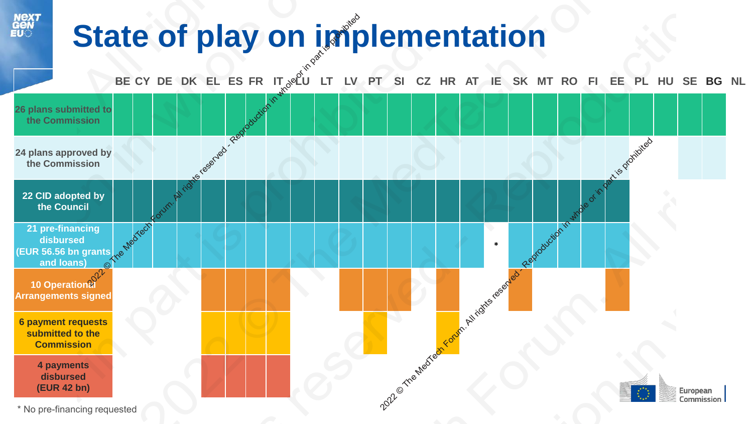# State of play on implementation

| | BE | CY | DE | DK | EL | ES | FR | IT | LU | LT | LV | PT | SI | CZ | HR | AT | IE | SK | MT | RO | FI | EE | PL | HU | SE | BG | NL |
|---|---|---|---|---|---|---|---|---|---|---|---|---|---|---|---|---|---|---|---|---|---|---|---|---|---|---|---|
| 26 plans submitted to the Commission | X | X | X | X | X | X | X | X | X | X | X | X | X | X | X | X | X | X | X | X | X | X | X | X | X | X | |
| 24 plans approved by the Commission | X | X | X | X | X | X | X | X | X | X | X | X | X | X | X | X | X | X | X | X | X | X | | | X | X | |
| 22 CID adopted by the Council | X | X | X | X | X | X | X | X | X | X | X | X | X | X | X | X | X | X | X | X | X | X | | | | | |
| 21 pre-financing disbursed (EUR 56.56 bn grants and loans) | X | X | X | X | X | X | X | X | X | X | X | X | X | X | X | X | * | X | X | X | X | X | | | | | |
| 10 Operational Arrangements signed | | | | | X | X | X | X | | | X | X | X | | X | | | X | | | | X | | | | | |
| 6 payment requests submitted to the Commission | | | | | X | X | X | X | | | | X | | | X | | | | | | | | | | | | |
| 4 payments disbursed (EUR 42 bn) | | | | | X | X | X | X | | | | | | | | | | | | | | | | | | | |

* No pre-financing requested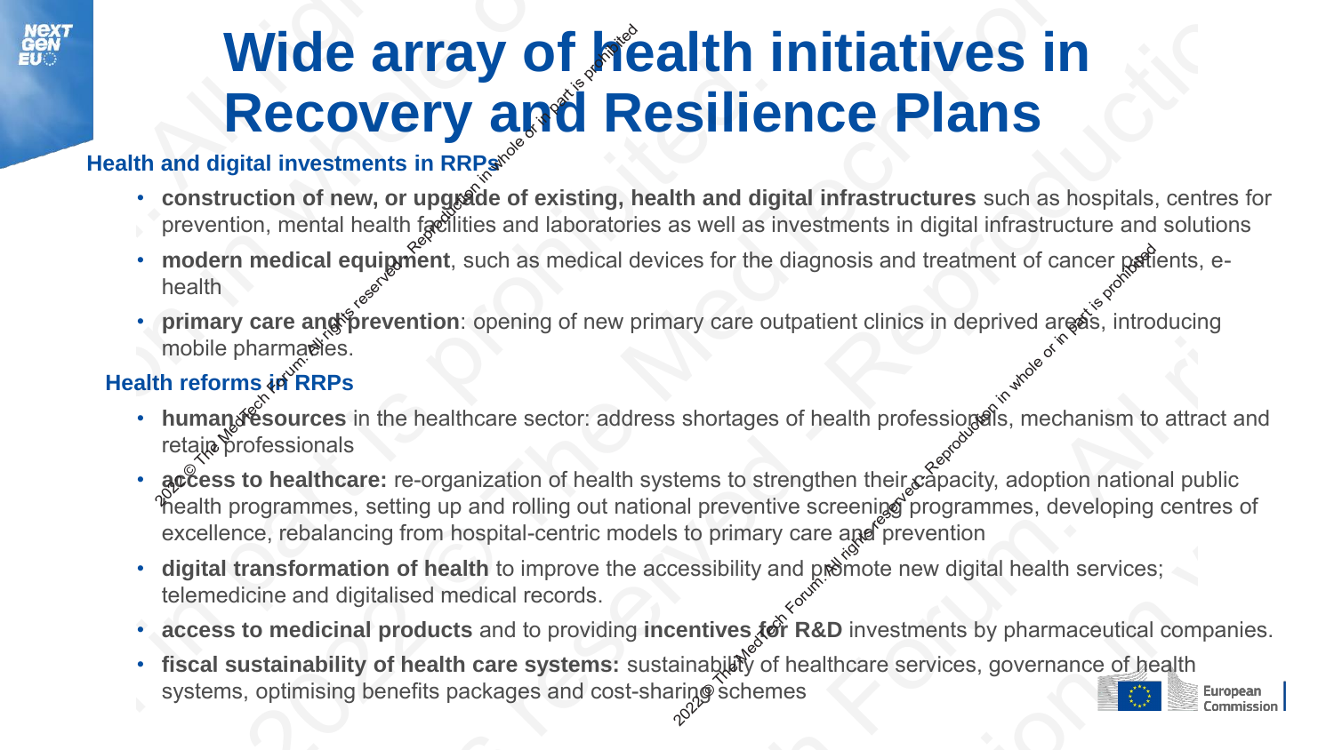# Wide array of health initiatives in Recovery and Resilience Plans

## Health and digital investments in RRPs

- **construction of new, or upgrade of existing, health and digital infrastructures** such as hospitals, centres for prevention, mental health facilities and laboratories as well as investments in digital infrastructure and solutions
- **modern medical equipment**, such as medical devices for the diagnosis and treatment of cancer patients, e-health
- **primary care and prevention**: opening of new primary care outpatient clinics in deprived areas, introducing mobile pharmacies.

## Health reforms in RRPs

- **human resources** in the healthcare sector: address shortages of health professionals, mechanism to attract and retain professionals
- **access to healthcare:** re-organization of health systems to strengthen their capacity, adoption national public health programmes, setting up and rolling out national preventive screening programmes, developing centres of excellence, rebalancing from hospital-centric models to primary care and prevention
- **digital transformation of health** to improve the accessibility and promote new digital health services; telemedicine and digitalised medical records.
- **access to medicinal products** and to providing **incentives for R&D** investments by pharmaceutical companies.
- **fiscal sustainability of health care systems:** sustainability of healthcare services, governance of health systems, optimising benefits packages and cost-sharing schemes